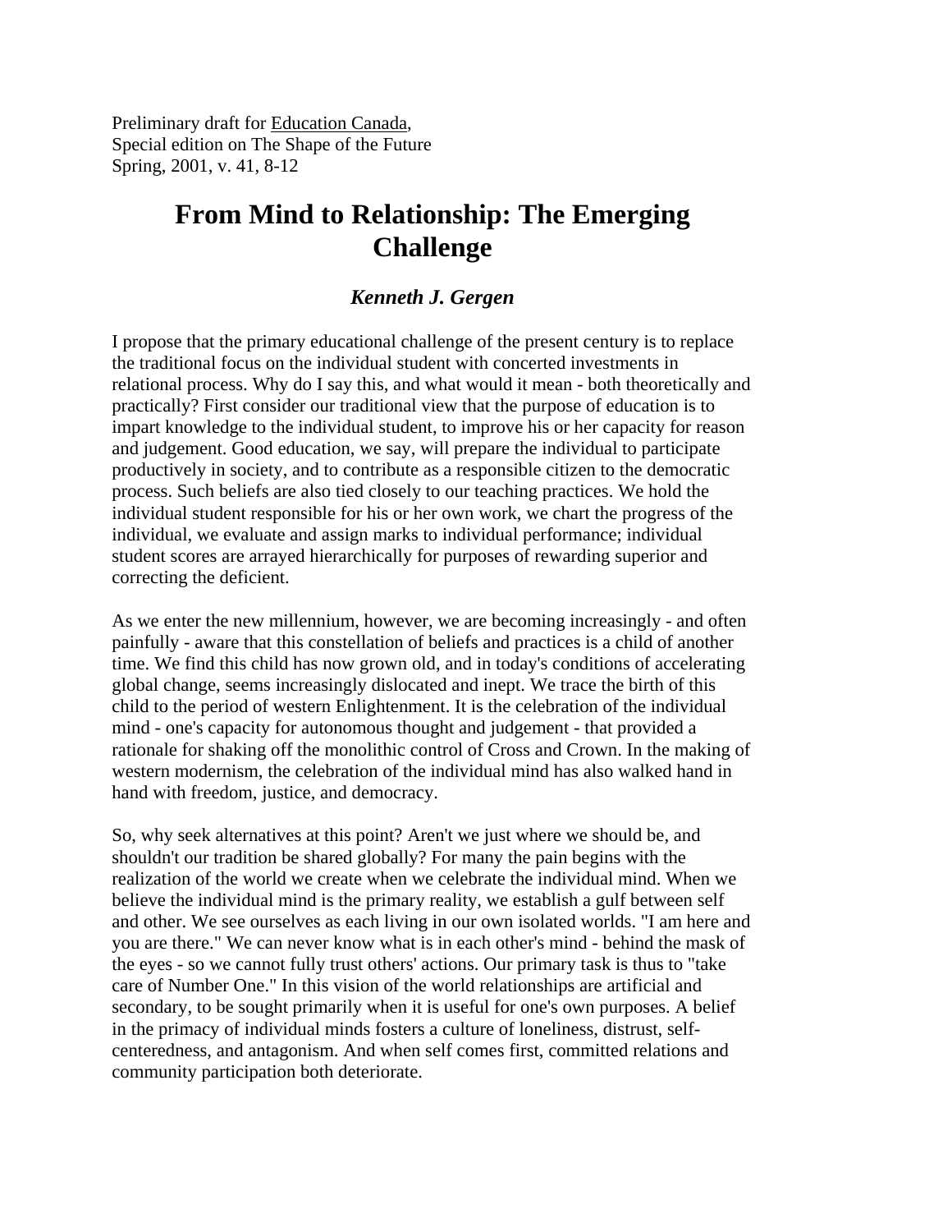Preliminary draft for Education Canada,
Special edition on The Shape of the Future
Spring, 2001, v. 41, 8-12

# From Mind to Relationship: The Emerging Challenge

***Kenneth J. Gergen***

I propose that the primary educational challenge of the present century is to replace the traditional focus on the individual student with concerted investments in relational process. Why do I say this, and what would it mean - both theoretically and practically? First consider our traditional view that the purpose of education is to impart knowledge to the individual student, to improve his or her capacity for reason and judgement. Good education, we say, will prepare the individual to participate productively in society, and to contribute as a responsible citizen to the democratic process. Such beliefs are also tied closely to our teaching practices. We hold the individual student responsible for his or her own work, we chart the progress of the individual, we evaluate and assign marks to individual performance; individual student scores are arrayed hierarchically for purposes of rewarding superior and correcting the deficient.

As we enter the new millennium, however, we are becoming increasingly - and often painfully - aware that this constellation of beliefs and practices is a child of another time. We find this child has now grown old, and in today's conditions of accelerating global change, seems increasingly dislocated and inept. We trace the birth of this child to the period of western Enlightenment. It is the celebration of the individual mind - one's capacity for autonomous thought and judgement - that provided a rationale for shaking off the monolithic control of Cross and Crown. In the making of western modernism, the celebration of the individual mind has also walked hand in hand with freedom, justice, and democracy.

So, why seek alternatives at this point? Aren't we just where we should be, and shouldn't our tradition be shared globally? For many the pain begins with the realization of the world we create when we celebrate the individual mind. When we believe the individual mind is the primary reality, we establish a gulf between self and other. We see ourselves as each living in our own isolated worlds. "I am here and you are there." We can never know what is in each other's mind - behind the mask of the eyes - so we cannot fully trust others' actions. Our primary task is thus to "take care of Number One." In this vision of the world relationships are artificial and secondary, to be sought primarily when it is useful for one's own purposes. A belief in the primacy of individual minds fosters a culture of loneliness, distrust, self-centeredness, and antagonism. And when self comes first, committed relations and community participation both deteriorate.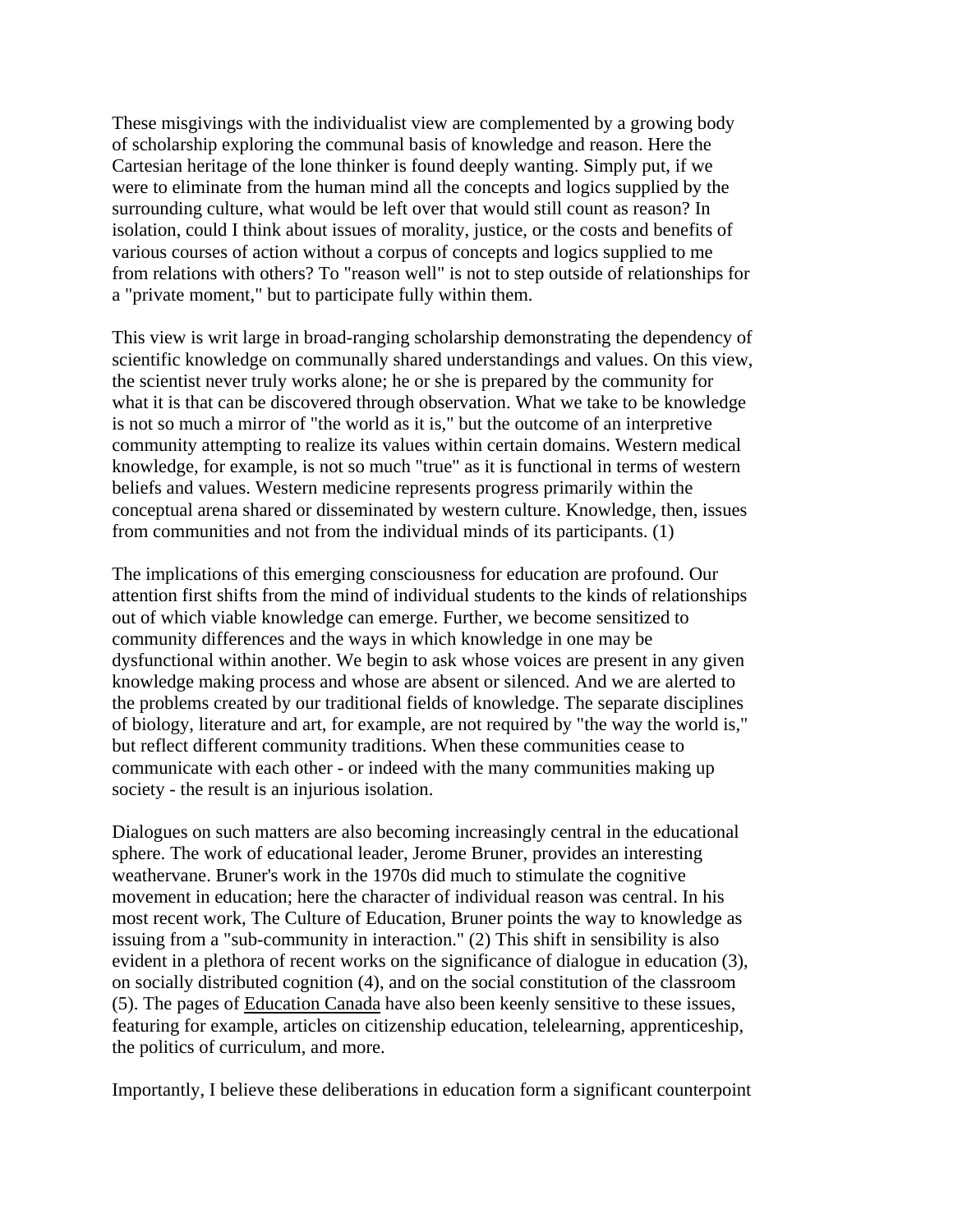These misgivings with the individualist view are complemented by a growing body of scholarship exploring the communal basis of knowledge and reason. Here the Cartesian heritage of the lone thinker is found deeply wanting. Simply put, if we were to eliminate from the human mind all the concepts and logics supplied by the surrounding culture, what would be left over that would still count as reason? In isolation, could I think about issues of morality, justice, or the costs and benefits of various courses of action without a corpus of concepts and logics supplied to me from relations with others? To "reason well" is not to step outside of relationships for a "private moment," but to participate fully within them.

This view is writ large in broad-ranging scholarship demonstrating the dependency of scientific knowledge on communally shared understandings and values. On this view, the scientist never truly works alone; he or she is prepared by the community for what it is that can be discovered through observation. What we take to be knowledge is not so much a mirror of "the world as it is," but the outcome of an interpretive community attempting to realize its values within certain domains. Western medical knowledge, for example, is not so much "true" as it is functional in terms of western beliefs and values. Western medicine represents progress primarily within the conceptual arena shared or disseminated by western culture. Knowledge, then, issues from communities and not from the individual minds of its participants. (1)

The implications of this emerging consciousness for education are profound. Our attention first shifts from the mind of individual students to the kinds of relationships out of which viable knowledge can emerge. Further, we become sensitized to community differences and the ways in which knowledge in one may be dysfunctional within another. We begin to ask whose voices are present in any given knowledge making process and whose are absent or silenced. And we are alerted to the problems created by our traditional fields of knowledge. The separate disciplines of biology, literature and art, for example, are not required by "the way the world is," but reflect different community traditions. When these communities cease to communicate with each other - or indeed with the many communities making up society - the result is an injurious isolation.

Dialogues on such matters are also becoming increasingly central in the educational sphere. The work of educational leader, Jerome Bruner, provides an interesting weathervane. Bruner's work in the 1970s did much to stimulate the cognitive movement in education; here the character of individual reason was central. In his most recent work, The Culture of Education, Bruner points the way to knowledge as issuing from a "sub-community in interaction." (2) This shift in sensibility is also evident in a plethora of recent works on the significance of dialogue in education (3), on socially distributed cognition (4), and on the social constitution of the classroom (5). The pages of Education Canada have also been keenly sensitive to these issues, featuring for example, articles on citizenship education, telelearning, apprenticeship, the politics of curriculum, and more.

Importantly, I believe these deliberations in education form a significant counterpoint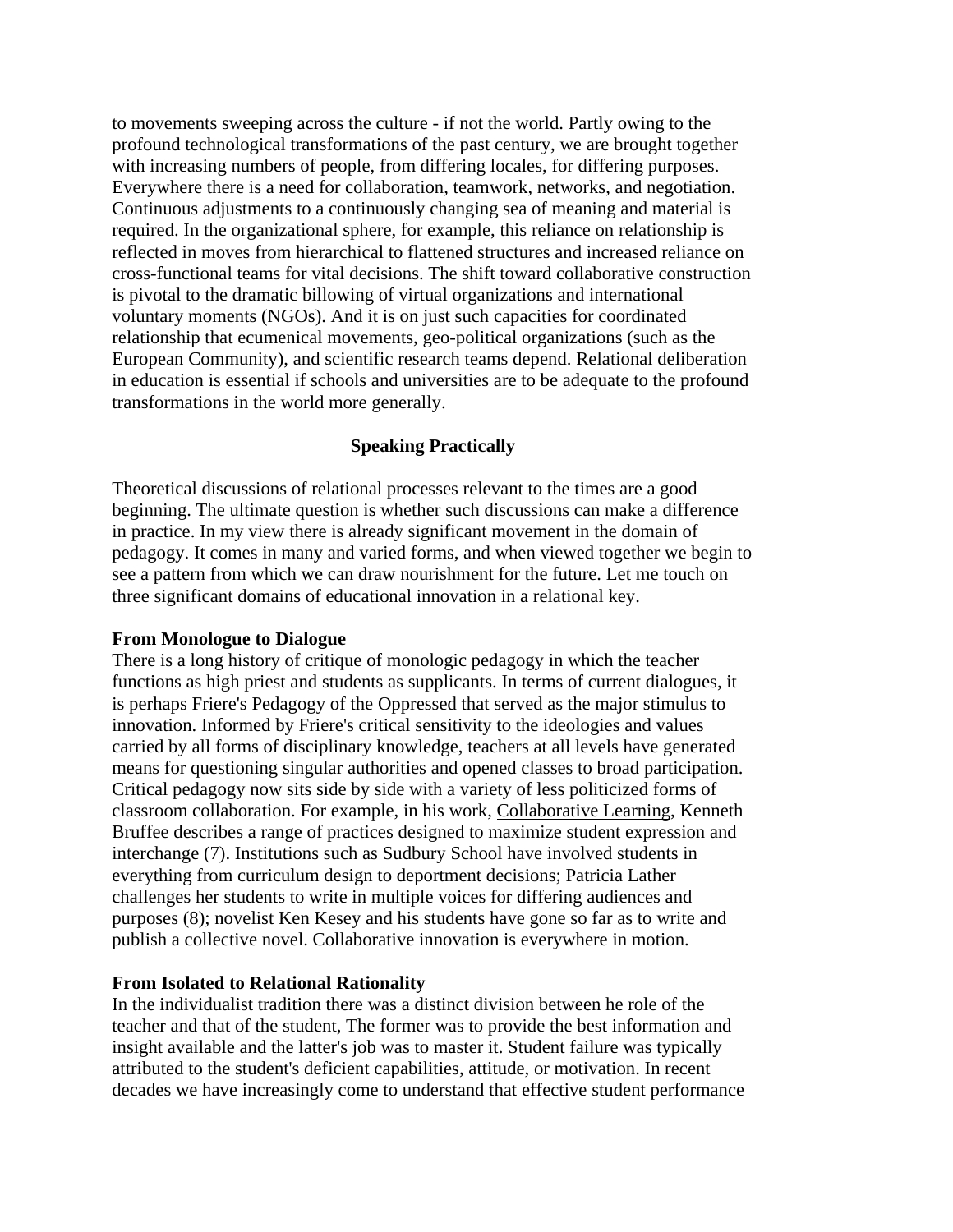to movements sweeping across the culture - if not the world. Partly owing to the profound technological transformations of the past century, we are brought together with increasing numbers of people, from differing locales, for differing purposes. Everywhere there is a need for collaboration, teamwork, networks, and negotiation. Continuous adjustments to a continuously changing sea of meaning and material is required. In the organizational sphere, for example, this reliance on relationship is reflected in moves from hierarchical to flattened structures and increased reliance on cross-functional teams for vital decisions. The shift toward collaborative construction is pivotal to the dramatic billowing of virtual organizations and international voluntary moments (NGOs). And it is on just such capacities for coordinated relationship that ecumenical movements, geo-political organizations (such as the European Community), and scientific research teams depend. Relational deliberation in education is essential if schools and universities are to be adequate to the profound transformations in the world more generally.

## Speaking Practically

Theoretical discussions of relational processes relevant to the times are a good beginning. The ultimate question is whether such discussions can make a difference in practice. In my view there is already significant movement in the domain of pedagogy. It comes in many and varied forms, and when viewed together we begin to see a pattern from which we can draw nourishment for the future. Let me touch on three significant domains of educational innovation in a relational key.

### From Monologue to Dialogue

There is a long history of critique of monologic pedagogy in which the teacher functions as high priest and students as supplicants. In terms of current dialogues, it is perhaps Friere's Pedagogy of the Oppressed that served as the major stimulus to innovation. Informed by Friere's critical sensitivity to the ideologies and values carried by all forms of disciplinary knowledge, teachers at all levels have generated means for questioning singular authorities and opened classes to broad participation. Critical pedagogy now sits side by side with a variety of less politicized forms of classroom collaboration. For example, in his work, Collaborative Learning, Kenneth Bruffee describes a range of practices designed to maximize student expression and interchange (7). Institutions such as Sudbury School have involved students in everything from curriculum design to deportment decisions; Patricia Lather challenges her students to write in multiple voices for differing audiences and purposes (8); novelist Ken Kesey and his students have gone so far as to write and publish a collective novel. Collaborative innovation is everywhere in motion.

### From Isolated to Relational Rationality

In the individualist tradition there was a distinct division between he role of the teacher and that of the student, The former was to provide the best information and insight available and the latter's job was to master it. Student failure was typically attributed to the student's deficient capabilities, attitude, or motivation. In recent decades we have increasingly come to understand that effective student performance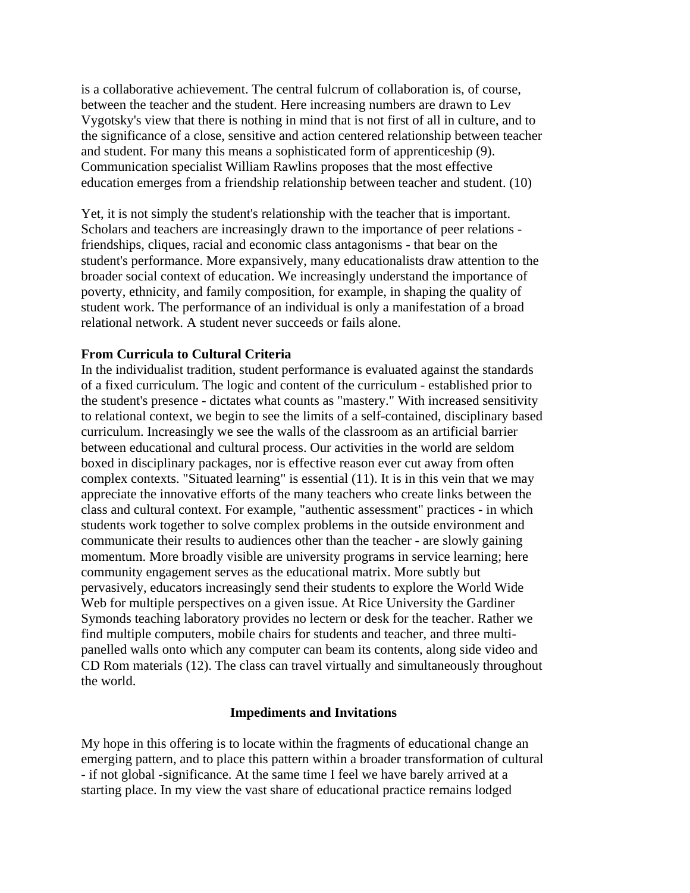is a collaborative achievement. The central fulcrum of collaboration is, of course, between the teacher and the student. Here increasing numbers are drawn to Lev Vygotsky's view that there is nothing in mind that is not first of all in culture, and to the significance of a close, sensitive and action centered relationship between teacher and student. For many this means a sophisticated form of apprenticeship (9). Communication specialist William Rawlins proposes that the most effective education emerges from a friendship relationship between teacher and student. (10)

Yet, it is not simply the student's relationship with the teacher that is important. Scholars and teachers are increasingly drawn to the importance of peer relations - friendships, cliques, racial and economic class antagonisms - that bear on the student's performance. More expansively, many educationalists draw attention to the broader social context of education. We increasingly understand the importance of poverty, ethnicity, and family composition, for example, in shaping the quality of student work. The performance of an individual is only a manifestation of a broad relational network. A student never succeeds or fails alone.

**From Curricula to Cultural Criteria**

In the individualist tradition, student performance is evaluated against the standards of a fixed curriculum. The logic and content of the curriculum - established prior to the student's presence - dictates what counts as "mastery." With increased sensitivity to relational context, we begin to see the limits of a self-contained, disciplinary based curriculum. Increasingly we see the walls of the classroom as an artificial barrier between educational and cultural process. Our activities in the world are seldom boxed in disciplinary packages, nor is effective reason ever cut away from often complex contexts. "Situated learning" is essential (11). It is in this vein that we may appreciate the innovative efforts of the many teachers who create links between the class and cultural context. For example, "authentic assessment" practices - in which students work together to solve complex problems in the outside environment and communicate their results to audiences other than the teacher - are slowly gaining momentum. More broadly visible are university programs in service learning; here community engagement serves as the educational matrix. More subtly but pervasively, educators increasingly send their students to explore the World Wide Web for multiple perspectives on a given issue. At Rice University the Gardiner Symonds teaching laboratory provides no lectern or desk for the teacher. Rather we find multiple computers, mobile chairs for students and teacher, and three multi-panelled walls onto which any computer can beam its contents, along side video and CD Rom materials (12). The class can travel virtually and simultaneously throughout the world.

## Impediments and Invitations

My hope in this offering is to locate within the fragments of educational change an emerging pattern, and to place this pattern within a broader transformation of cultural - if not global -significance. At the same time I feel we have barely arrived at a starting place. In my view the vast share of educational practice remains lodged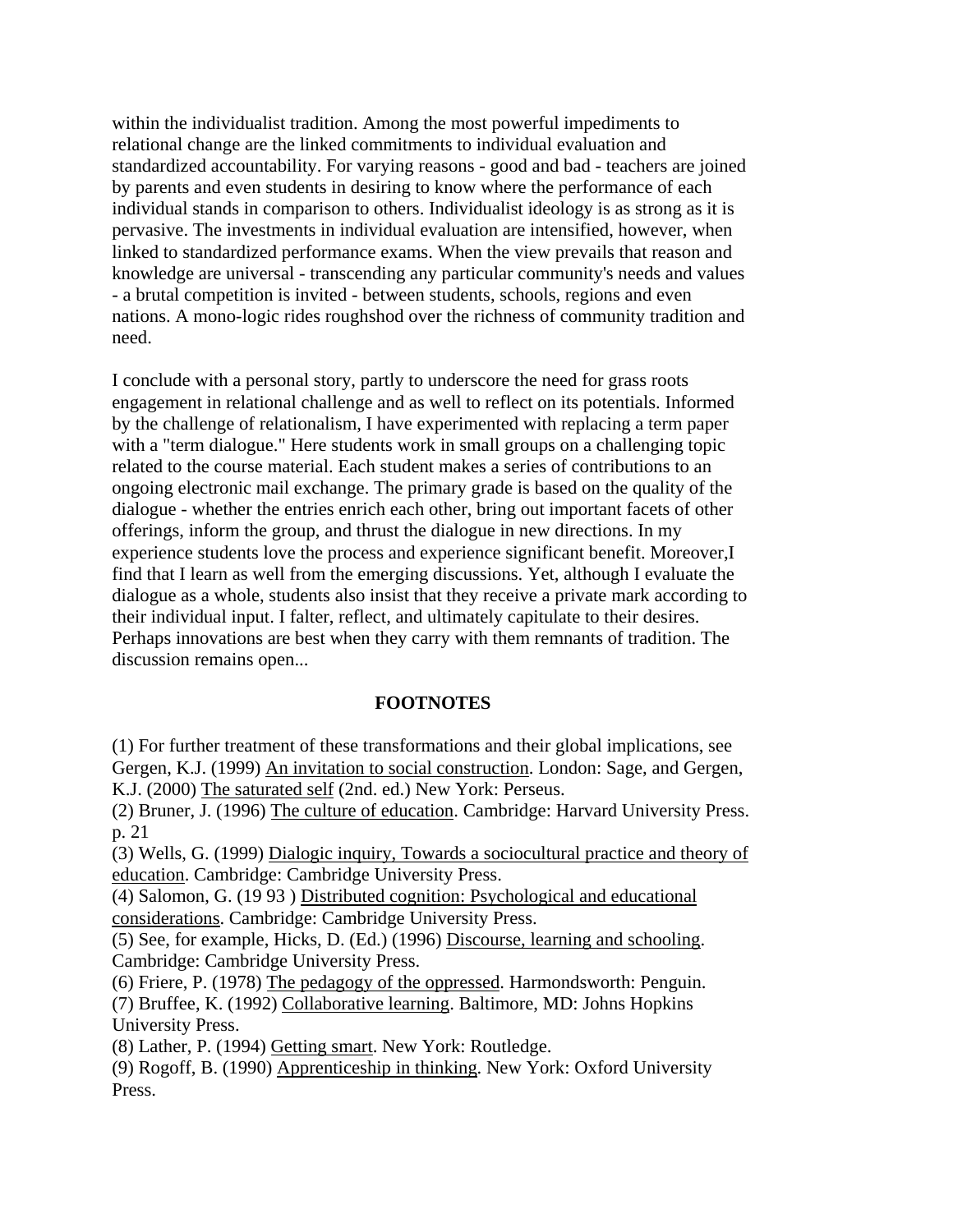within the individualist tradition. Among the most powerful impediments to relational change are the linked commitments to individual evaluation and standardized accountability. For varying reasons - good and bad - teachers are joined by parents and even students in desiring to know where the performance of each individual stands in comparison to others. Individualist ideology is as strong as it is pervasive. The investments in individual evaluation are intensified, however, when linked to standardized performance exams. When the view prevails that reason and knowledge are universal - transcending any particular community's needs and values - a brutal competition is invited - between students, schools, regions and even nations. A mono-logic rides roughshod over the richness of community tradition and need.

I conclude with a personal story, partly to underscore the need for grass roots engagement in relational challenge and as well to reflect on its potentials. Informed by the challenge of relationalism, I have experimented with replacing a term paper with a "term dialogue." Here students work in small groups on a challenging topic related to the course material. Each student makes a series of contributions to an ongoing electronic mail exchange. The primary grade is based on the quality of the dialogue - whether the entries enrich each other, bring out important facets of other offerings, inform the group, and thrust the dialogue in new directions. In my experience students love the process and experience significant benefit. Moreover,I find that I learn as well from the emerging discussions. Yet, although I evaluate the dialogue as a whole, students also insist that they receive a private mark according to their individual input. I falter, reflect, and ultimately capitulate to their desires. Perhaps innovations are best when they carry with them remnants of tradition. The discussion remains open...

**FOOTNOTES**

(1) For further treatment of these transformations and their global implications, see Gergen, K.J. (1999) An invitation to social construction. London: Sage, and Gergen, K.J. (2000) The saturated self (2nd. ed.) New York: Perseus.
(2) Bruner, J. (1996) The culture of education. Cambridge: Harvard University Press. p. 21
(3) Wells, G. (1999) Dialogic inquiry, Towards a sociocultural practice and theory of education. Cambridge: Cambridge University Press.
(4) Salomon, G. (19 93 ) Distributed cognition: Psychological and educational considerations. Cambridge: Cambridge University Press.
(5) See, for example, Hicks, D. (Ed.) (1996) Discourse, learning and schooling. Cambridge: Cambridge University Press.
(6) Friere, P. (1978) The pedagogy of the oppressed. Harmondsworth: Penguin.
(7) Bruffee, K. (1992) Collaborative learning. Baltimore, MD: Johns Hopkins University Press.
(8) Lather, P. (1994) Getting smart. New York: Routledge.
(9) Rogoff, B. (1990) Apprenticeship in thinking. New York: Oxford University Press.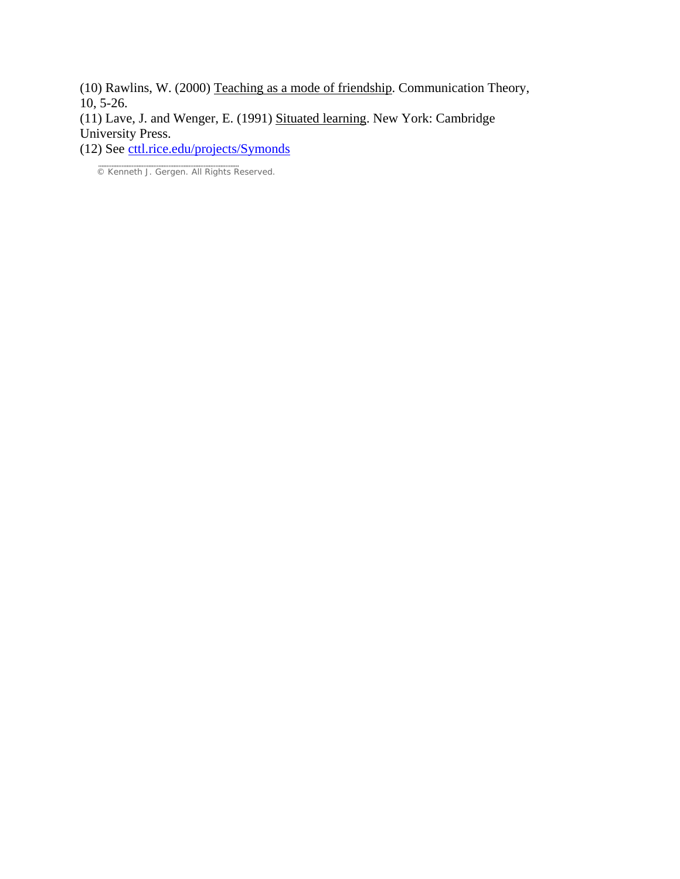(10) Rawlins, W. (2000) Teaching as a mode of friendship. Communication Theory, 10, 5-26.
(11) Lave, J. and Wenger, E. (1991) Situated learning. New York: Cambridge University Press.
(12) See [cttl.rice.edu/projects/Symonds](cttl.rice.edu/projects/Symonds)

© Kenneth J. Gergen. All Rights Reserved.